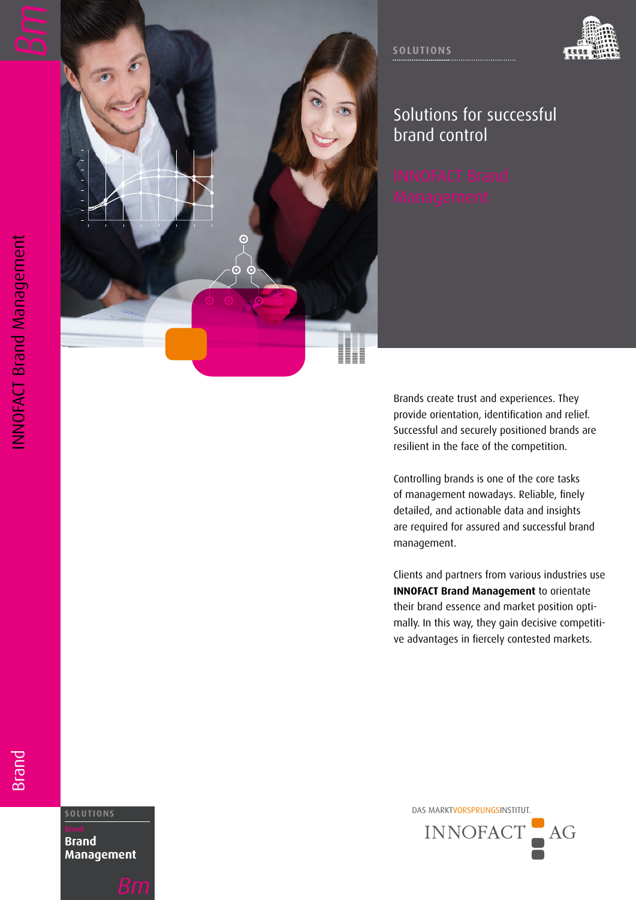SOLUTIONS

# Solutions for successful brand control

## INNOFACT Brand Management

Brands create trust and experiences. They provide orientation, identification and relief. Successful and securely positioned brands are resilient in the face of the competition.

Controlling brands is one of the core tasks of management nowadays. Reliable, finely detailed, and actionable data and insights are required for assured and successful brand management.

Clients and partners from various industries use **INNOFACT Brand Management** to orientate their brand essence and market position optimally. In this way, they gain decisive competitive advantages in fiercely contested markets.

INNOFACT Brand Management

Brand

SOLUTIONS

Brand

**Brand Management**

Bm

DAS MARKTVORSPRUNGSINSTITUT.

INNOFACT AG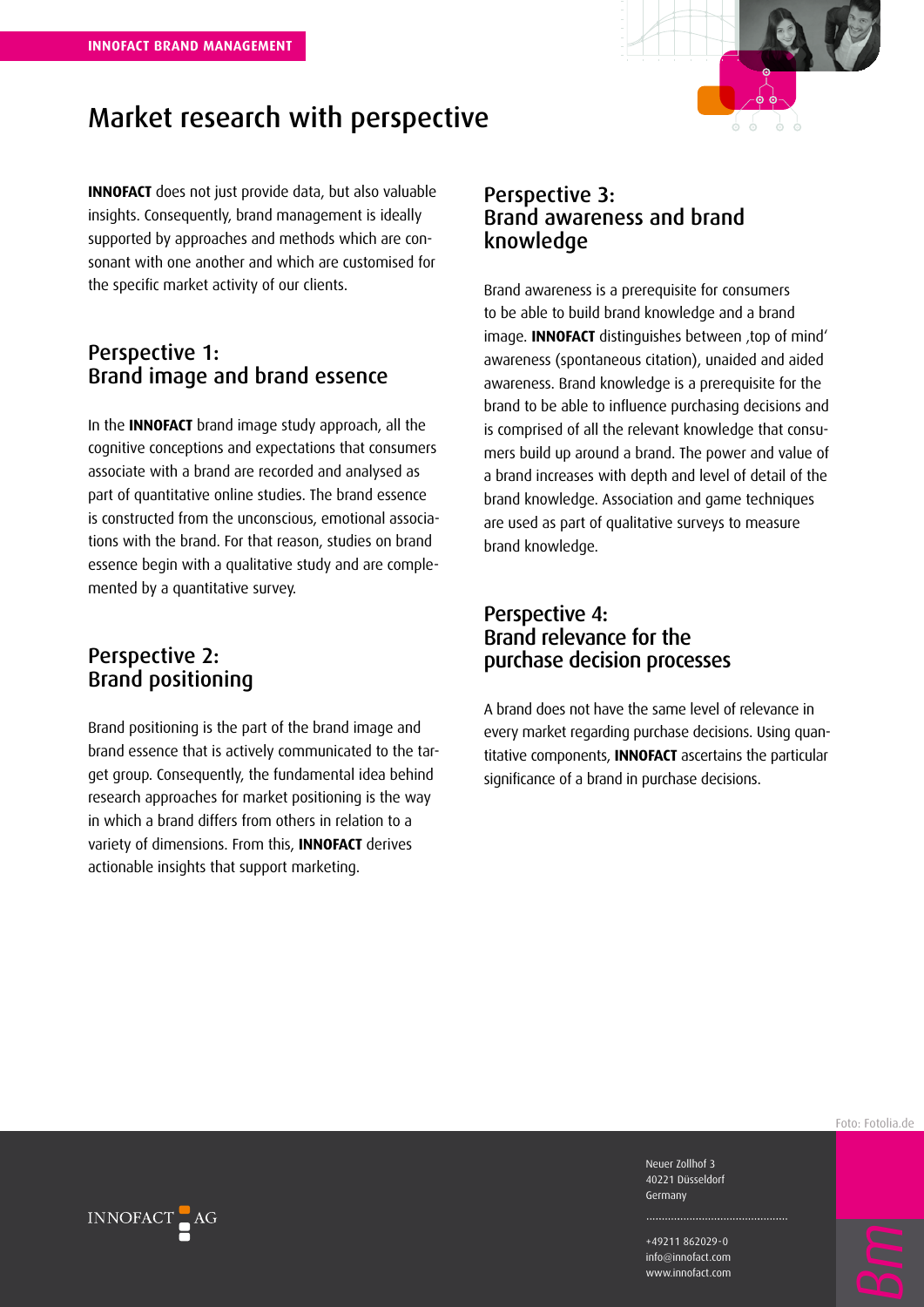INNOFACT BRAND MANAGEMENT

# Market research with perspective

**INNOFACT** does not just provide data, but also valuable insights. Consequently, brand management is ideally supported by approaches and methods which are consonant with one another and which are customised for the specific market activity of our clients.

## Perspective 1: Brand image and brand essence

In the **INNOFACT** brand image study approach, all the cognitive conceptions and expectations that consumers associate with a brand are recorded and analysed as part of quantitative online studies. The brand essence is constructed from the unconscious, emotional associations with the brand. For that reason, studies on brand essence begin with a qualitative study and are complemented by a quantitative survey.

## Perspective 2: Brand positioning

Brand positioning is the part of the brand image and brand essence that is actively communicated to the target group. Consequently, the fundamental idea behind research approaches for market positioning is the way in which a brand differs from others in relation to a variety of dimensions. From this, **INNOFACT** derives actionable insights that support marketing.

## Perspective 3: Brand awareness and brand knowledge

Brand awareness is a prerequisite for consumers to be able to build brand knowledge and a brand image. **INNOFACT** distinguishes between ‚top of mind' awareness (spontaneous citation), unaided and aided awareness. Brand knowledge is a prerequisite for the brand to be able to influence purchasing decisions and is comprised of all the relevant knowledge that consumers build up around a brand. The power and value of a brand increases with depth and level of detail of the brand knowledge. Association and game techniques are used as part of qualitative surveys to measure brand knowledge.

## Perspective 4: Brand relevance for the purchase decision processes

A brand does not have the same level of relevance in every market regarding purchase decisions. Using quantitative components, **INNOFACT** ascertains the particular significance of a brand in purchase decisions.

Foto: Fotolia.de

INNOFACT AG

Neuer Zollhof 3
40221 Düsseldorf
Germany

+49211 862029-0
info@innofact.com
www.innofact.com